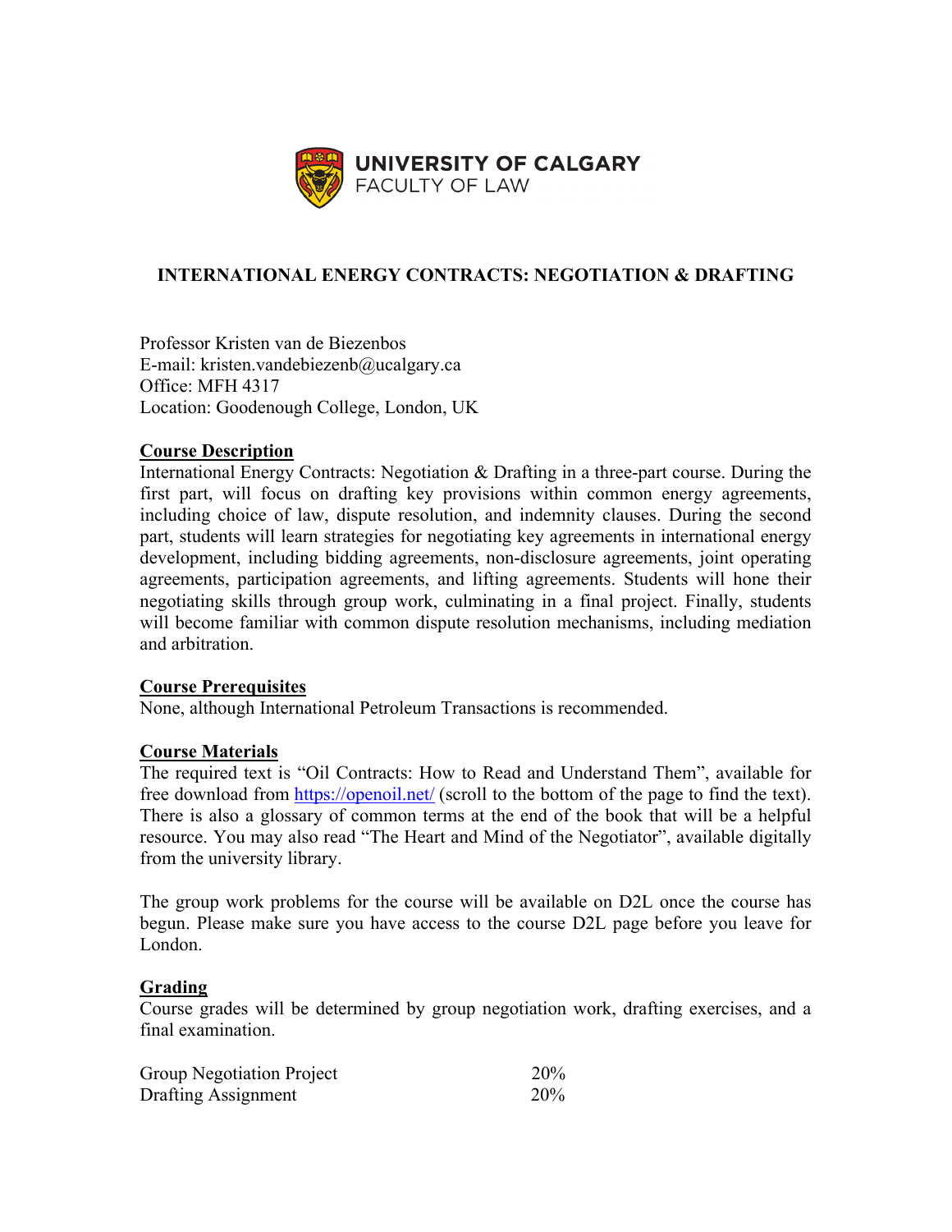UNIVERSITY OF CALGARY
FACULTY OF LAW

# INTERNATIONAL ENERGY CONTRACTS: NEGOTIATION & DRAFTING

Professor Kristen van de Biezenbos
E-mail: kristen.vandebiezenb@ucalgary.ca
Office: MFH 4317
Location: Goodenough College, London, UK

## Course Description

International Energy Contracts: Negotiation & Drafting in a three-part course. During the first part, will focus on drafting key provisions within common energy agreements, including choice of law, dispute resolution, and indemnity clauses. During the second part, students will learn strategies for negotiating key agreements in international energy development, including bidding agreements, non-disclosure agreements, joint operating agreements, participation agreements, and lifting agreements. Students will hone their negotiating skills through group work, culminating in a final project. Finally, students will become familiar with common dispute resolution mechanisms, including mediation and arbitration.

## Course Prerequisites

None, although International Petroleum Transactions is recommended.

## Course Materials

The required text is "Oil Contracts: How to Read and Understand Them", available for free download from https://openoil.net/ (scroll to the bottom of the page to find the text). There is also a glossary of common terms at the end of the book that will be a helpful resource. You may also read "The Heart and Mind of the Negotiator", available digitally from the university library.

The group work problems for the course will be available on D2L once the course has begun. Please make sure you have access to the course D2L page before you leave for London.

## Grading

Course grades will be determined by group negotiation work, drafting exercises, and a final examination.

| | |
|---|---|
| Group Negotiation Project | 20% |
| Drafting Assignment | 20% |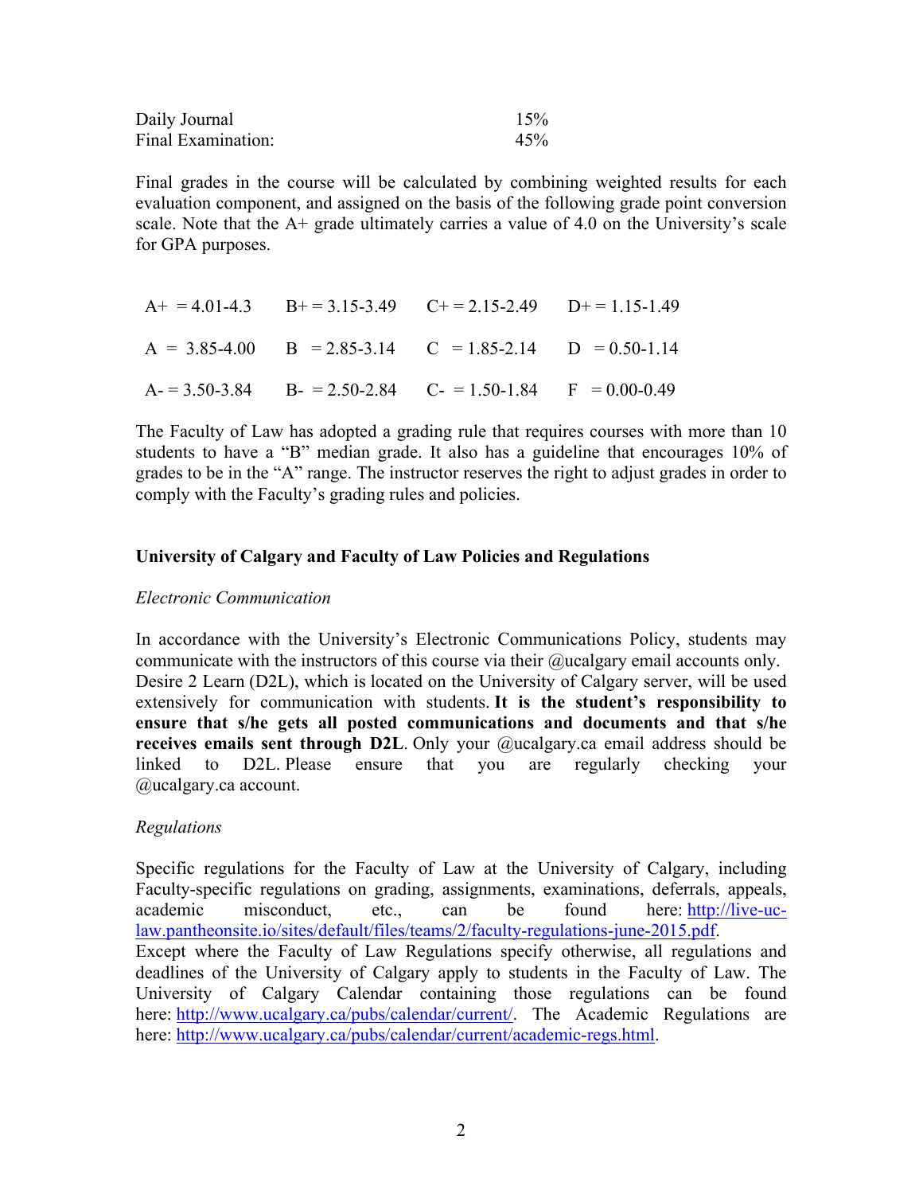| | |
|---|---|
| Daily Journal | 15% |
| Final Examination: | 45% |

Final grades in the course will be calculated by combining weighted results for each evaluation component, and assigned on the basis of the following grade point conversion scale. Note that the A+ grade ultimately carries a value of 4.0 on the University's scale for GPA purposes.

| | | | |
|---|---|---|---|
| A+ = 4.01-4.3 | B+ = 3.15-3.49 | C+ = 2.15-2.49 | D+ = 1.15-1.49 |
| A = 3.85-4.00 | B = 2.85-3.14 | C = 1.85-2.14 | D = 0.50-1.14 |
| A- = 3.50-3.84 | B- = 2.50-2.84 | C- = 1.50-1.84 | F = 0.00-0.49 |

The Faculty of Law has adopted a grading rule that requires courses with more than 10 students to have a "B" median grade. It also has a guideline that encourages 10% of grades to be in the "A" range. The instructor reserves the right to adjust grades in order to comply with the Faculty's grading rules and policies.

## University of Calgary and Faculty of Law Policies and Regulations

*Electronic Communication*

In accordance with the University's Electronic Communications Policy, students may communicate with the instructors of this course via their @ucalgary email accounts only. Desire 2 Learn (D2L), which is located on the University of Calgary server, will be used extensively for communication with students. **It is the student's responsibility to ensure that s/he gets all posted communications and documents and that s/he receives emails sent through D2L**. Only your @ucalgary.ca email address should be linked to D2L. Please ensure that you are regularly checking your @ucalgary.ca account.

*Regulations*

Specific regulations for the Faculty of Law at the University of Calgary, including Faculty-specific regulations on grading, assignments, examinations, deferrals, appeals, academic misconduct, etc., can be found here: [http://live-uc-law.pantheonsite.io/sites/default/files/teams/2/faculty-regulations-june-2015.pdf](http://live-uc-law.pantheonsite.io/sites/default/files/teams/2/faculty-regulations-june-2015.pdf).
Except where the Faculty of Law Regulations specify otherwise, all regulations and deadlines of the University of Calgary apply to students in the Faculty of Law. The University of Calgary Calendar containing those regulations can be found here: [http://www.ucalgary.ca/pubs/calendar/current/](http://www.ucalgary.ca/pubs/calendar/current/). The Academic Regulations are here: [http://www.ucalgary.ca/pubs/calendar/current/academic-regs.html](http://www.ucalgary.ca/pubs/calendar/current/academic-regs.html).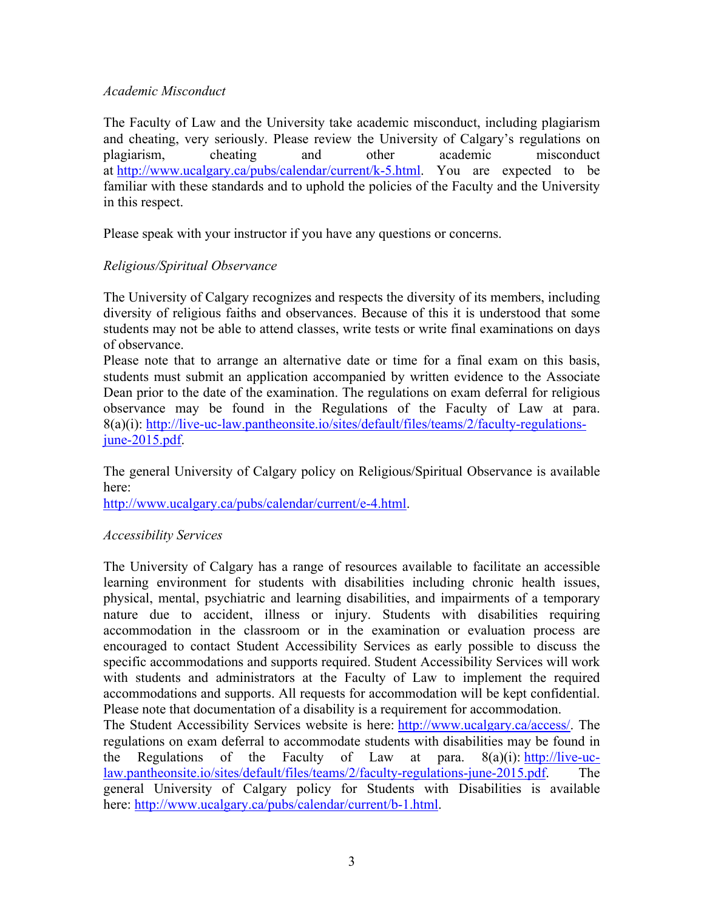*Academic Misconduct*

The Faculty of Law and the University take academic misconduct, including plagiarism and cheating, very seriously. Please review the University of Calgary's regulations on plagiarism, cheating and other academic misconduct at http://www.ucalgary.ca/pubs/calendar/current/k-5.html. You are expected to be familiar with these standards and to uphold the policies of the Faculty and the University in this respect.

Please speak with your instructor if you have any questions or concerns.

*Religious/Spiritual Observance*

The University of Calgary recognizes and respects the diversity of its members, including diversity of religious faiths and observances. Because of this it is understood that some students may not be able to attend classes, write tests or write final examinations on days of observance.
Please note that to arrange an alternative date or time for a final exam on this basis, students must submit an application accompanied by written evidence to the Associate Dean prior to the date of the examination. The regulations on exam deferral for religious observance may be found in the Regulations of the Faculty of Law at para. 8(a)(i): http://live-uc-law.pantheonsite.io/sites/default/files/teams/2/faculty-regulations-june-2015.pdf.

The general University of Calgary policy on Religious/Spiritual Observance is available here:
http://www.ucalgary.ca/pubs/calendar/current/e-4.html.

*Accessibility Services*

The University of Calgary has a range of resources available to facilitate an accessible learning environment for students with disabilities including chronic health issues, physical, mental, psychiatric and learning disabilities, and impairments of a temporary nature due to accident, illness or injury. Students with disabilities requiring accommodation in the classroom or in the examination or evaluation process are encouraged to contact Student Accessibility Services as early possible to discuss the specific accommodations and supports required. Student Accessibility Services will work with students and administrators at the Faculty of Law to implement the required accommodations and supports. All requests for accommodation will be kept confidential. Please note that documentation of a disability is a requirement for accommodation.
The Student Accessibility Services website is here: http://www.ucalgary.ca/access/. The regulations on exam deferral to accommodate students with disabilities may be found in the Regulations of the Faculty of Law at para. 8(a)(i): http://live-uc-law.pantheonsite.io/sites/default/files/teams/2/faculty-regulations-june-2015.pdf. The general University of Calgary policy for Students with Disabilities is available here: http://www.ucalgary.ca/pubs/calendar/current/b-1.html.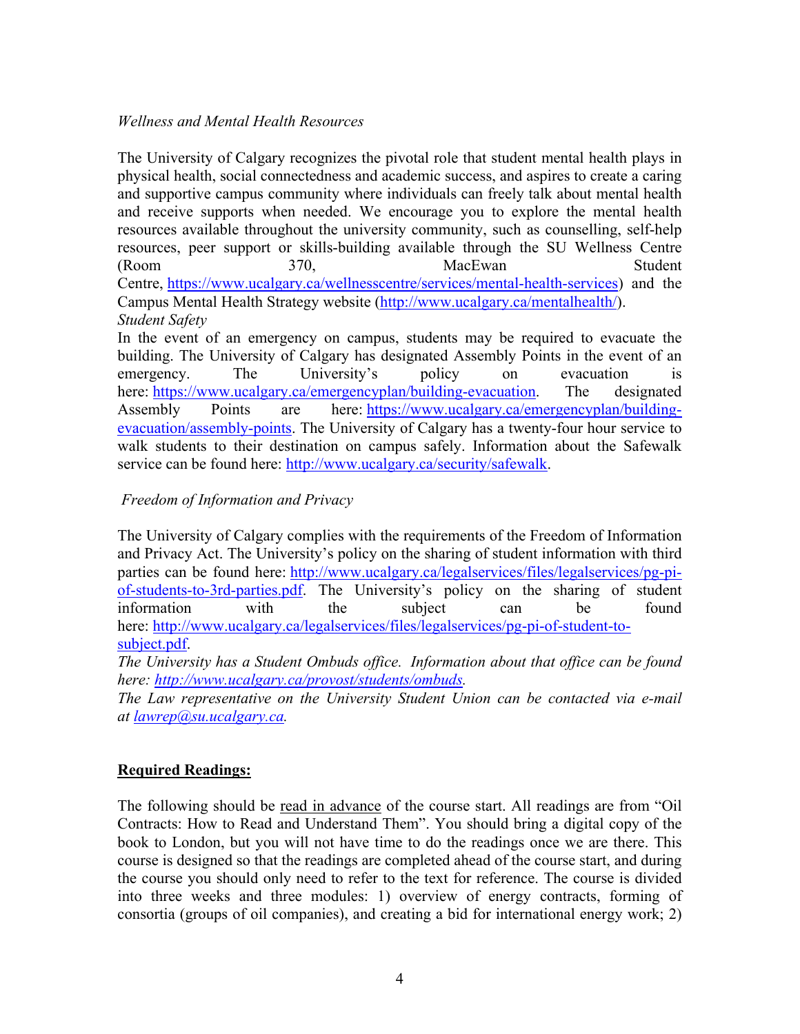*Wellness and Mental Health Resources*

The University of Calgary recognizes the pivotal role that student mental health plays in physical health, social connectedness and academic success, and aspires to create a caring and supportive campus community where individuals can freely talk about mental health and receive supports when needed. We encourage you to explore the mental health resources available throughout the university community, such as counselling, self-help resources, peer support or skills-building available through the SU Wellness Centre (Room 370, MacEwan Student Centre, [https://www.ucalgary.ca/wellnesscentre/services/mental-health-services](https://www.ucalgary.ca/wellnesscentre/services/mental-health-services)) and the Campus Mental Health Strategy website ([http://www.ucalgary.ca/mentalhealth/](http://www.ucalgary.ca/mentalhealth/)).

*Student Safety*

In the event of an emergency on campus, students may be required to evacuate the building. The University of Calgary has designated Assembly Points in the event of an emergency. The University's policy on evacuation is here: [https://www.ucalgary.ca/emergencyplan/building-evacuation](https://www.ucalgary.ca/emergencyplan/building-evacuation). The designated Assembly Points are here: [https://www.ucalgary.ca/emergencyplan/building-evacuation/assembly-points](https://www.ucalgary.ca/emergencyplan/building-evacuation/assembly-points). The University of Calgary has a twenty-four hour service to walk students to their destination on campus safely. Information about the Safewalk service can be found here: [http://www.ucalgary.ca/security/safewalk](http://www.ucalgary.ca/security/safewalk).

*Freedom of Information and Privacy*

The University of Calgary complies with the requirements of the Freedom of Information and Privacy Act. The University's policy on the sharing of student information with third parties can be found here: [http://www.ucalgary.ca/legalservices/files/legalservices/pg-pi-of-students-to-3rd-parties.pdf](http://www.ucalgary.ca/legalservices/files/legalservices/pg-pi-of-students-to-3rd-parties.pdf). The University's policy on the sharing of student information with the subject can be found here: [http://www.ucalgary.ca/legalservices/files/legalservices/pg-pi-of-student-to-subject.pdf](http://www.ucalgary.ca/legalservices/files/legalservices/pg-pi-of-student-to-subject.pdf).

*The University has a Student Ombuds office. Information about that office can be found here: [http://www.ucalgary.ca/provost/students/ombuds](http://www.ucalgary.ca/provost/students/ombuds).*

*The Law representative on the University Student Union can be contacted via e-mail at [lawrep@su.ucalgary.ca](mailto:lawrep@su.ucalgary.ca).*

**Required Readings:**

The following should be read in advance of the course start. All readings are from "Oil Contracts: How to Read and Understand Them". You should bring a digital copy of the book to London, but you will not have time to do the readings once we are there. This course is designed so that the readings are completed ahead of the course start, and during the course you should only need to refer to the text for reference. The course is divided into three weeks and three modules: 1) overview of energy contracts, forming of consortia (groups of oil companies), and creating a bid for international energy work; 2)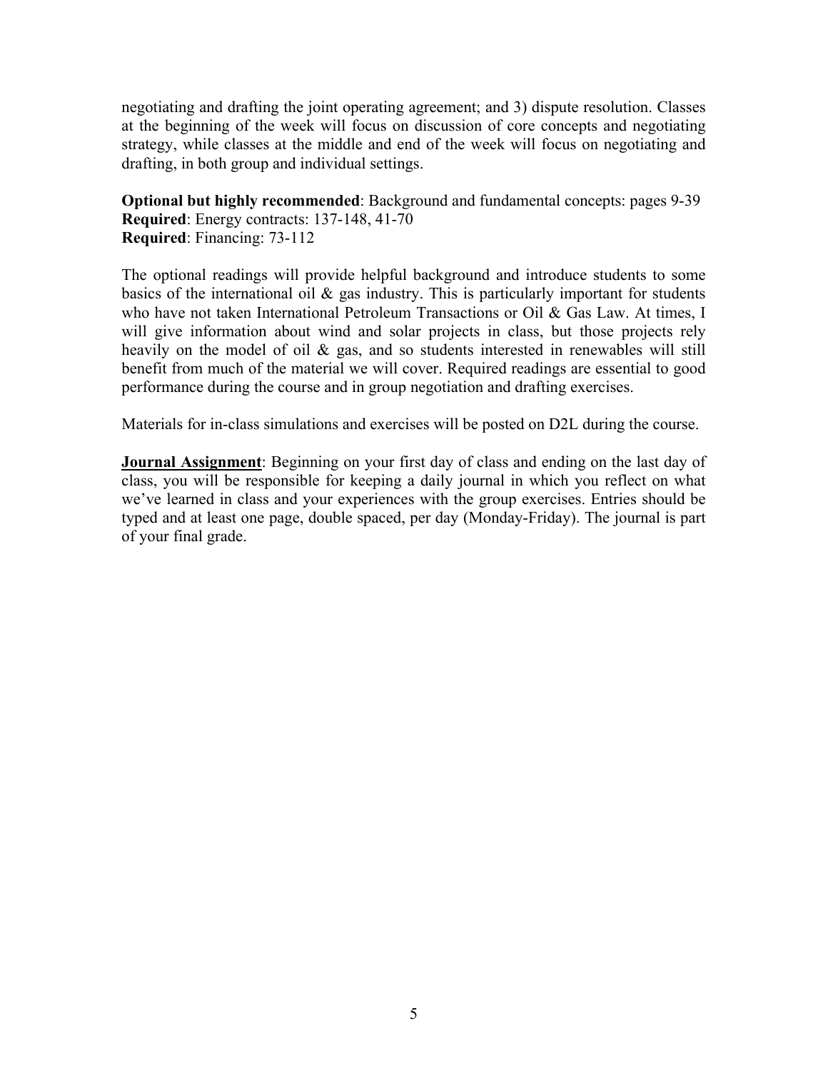negotiating and drafting the joint operating agreement; and 3) dispute resolution. Classes at the beginning of the week will focus on discussion of core concepts and negotiating strategy, while classes at the middle and end of the week will focus on negotiating and drafting, in both group and individual settings.

**Optional but highly recommended**: Background and fundamental concepts: pages 9-39
**Required**: Energy contracts: 137-148, 41-70
**Required**: Financing: 73-112

The optional readings will provide helpful background and introduce students to some basics of the international oil & gas industry. This is particularly important for students who have not taken International Petroleum Transactions or Oil & Gas Law. At times, I will give information about wind and solar projects in class, but those projects rely heavily on the model of oil & gas, and so students interested in renewables will still benefit from much of the material we will cover. Required readings are essential to good performance during the course and in group negotiation and drafting exercises.

Materials for in-class simulations and exercises will be posted on D2L during the course.

**Journal Assignment**: Beginning on your first day of class and ending on the last day of class, you will be responsible for keeping a daily journal in which you reflect on what we've learned in class and your experiences with the group exercises. Entries should be typed and at least one page, double spaced, per day (Monday-Friday). The journal is part of your final grade.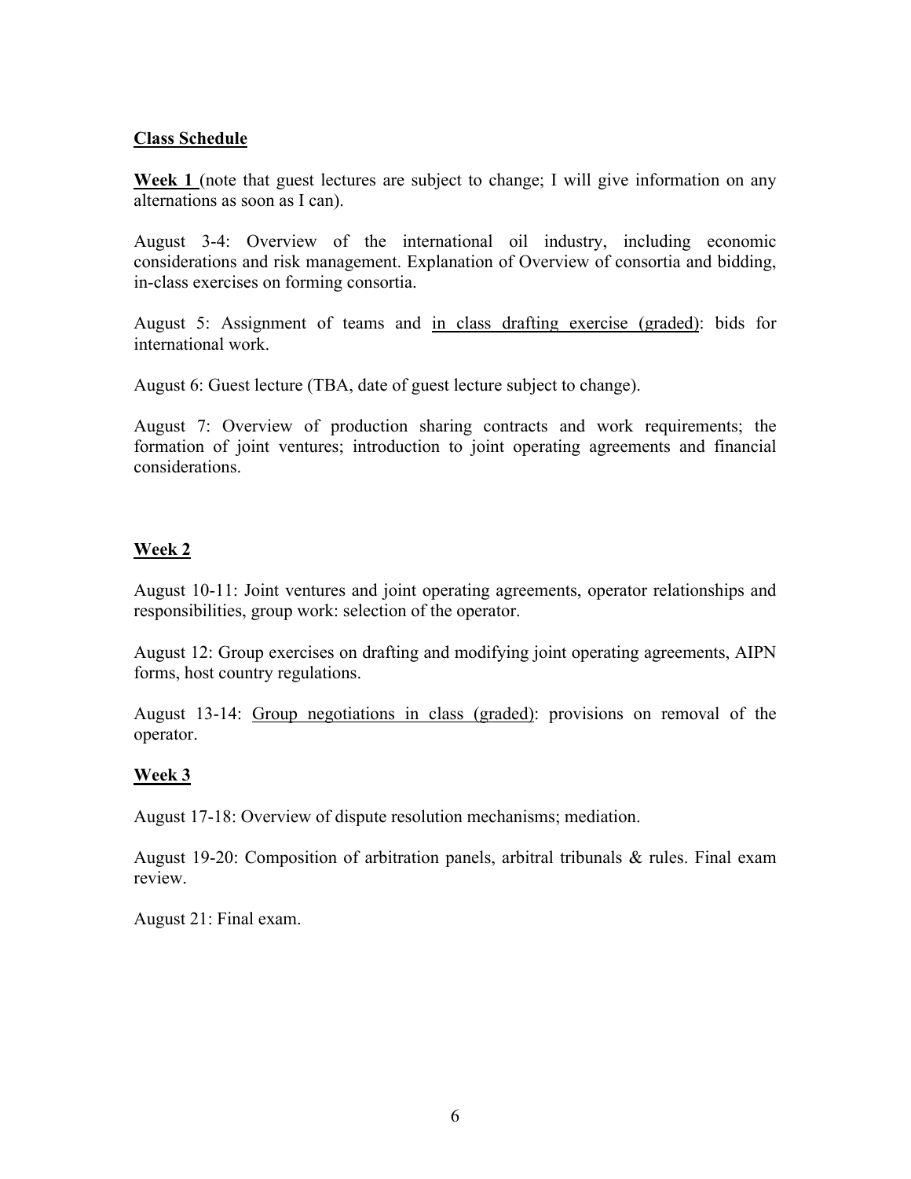**<u>Class Schedule</u>**

**<u>Week 1</u>** (note that guest lectures are subject to change; I will give information on any alternations as soon as I can).

August 3-4: Overview of the international oil industry, including economic considerations and risk management. Explanation of Overview of consortia and bidding, in-class exercises on forming consortia.

August 5: Assignment of teams and <u>in class drafting exercise (graded)</u>: bids for international work.

August 6: Guest lecture (TBA, date of guest lecture subject to change).

August 7: Overview of production sharing contracts and work requirements; the formation of joint ventures; introduction to joint operating agreements and financial considerations.

**<u>Week 2</u>**

August 10-11: Joint ventures and joint operating agreements, operator relationships and responsibilities, group work: selection of the operator.

August 12: Group exercises on drafting and modifying joint operating agreements, AIPN forms, host country regulations.

August 13-14: <u>Group negotiations in class (graded)</u>: provisions on removal of the operator.

**<u>Week 3</u>**

August 17-18: Overview of dispute resolution mechanisms; mediation.

August 19-20: Composition of arbitration panels, arbitral tribunals & rules. Final exam review.

August 21: Final exam.